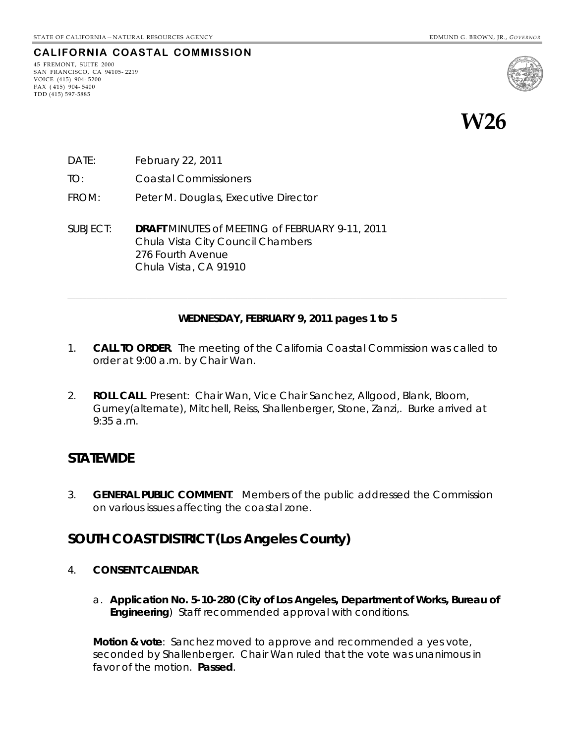STATE OF CALIFORNIA — NATURAL RESOURCES AGENCY EDMUND G. BROWN, JR., *GOVERNOR*

**CALIFORNIA COASTAL COMMISSION**

45 FREMONT, SUITE 2000
SAN FRANCISCO, CA 94105- 2219
VOICE (415) 904- 5200
FAX ( 415) 904- 5400
TDD (415) 597-5885

# W26

DATE: February 22, 2011

TO: Coastal Commissioners

FROM: Peter M. Douglas, Executive Director

SUBJECT: **DRAFT** MINUTES of MEETING of FEBRUARY 9-11, 2011
Chula Vista City Council Chambers
276 Fourth Avenue
Chula Vista, CA 91910

---

**WEDNESDAY, FEBRUARY 9, 2011 pages 1 to 5**

1. **CALL TO ORDER**. The meeting of the California Coastal Commission was called to order at 9:00 a.m. by Chair Wan.

2. **ROLL CALL**. Present: Chair Wan, Vice Chair Sanchez, Allgood, Blank, Bloom, Gurney(alternate), Mitchell, Reiss, Shallenberger, Stone, Zanzi,. Burke arrived at 9:35 a.m.

## STATEWIDE

3. **GENERAL PUBLIC COMMENT**. Members of the public addressed the Commission on various issues affecting the coastal zone.

## SOUTH COAST DISTRICT (Los Angeles County)

4. **CONSENT CALENDAR**.

   a. **Application No. 5-10-280 (City of Los Angeles, Department of Works, Bureau of Engineering**) Staff recommended approval with conditions.

   **Motion & vote**: Sanchez moved to approve and recommended a yes vote, seconded by Shallenberger. Chair Wan ruled that the vote was unanimous in favor of the motion. **Passed**.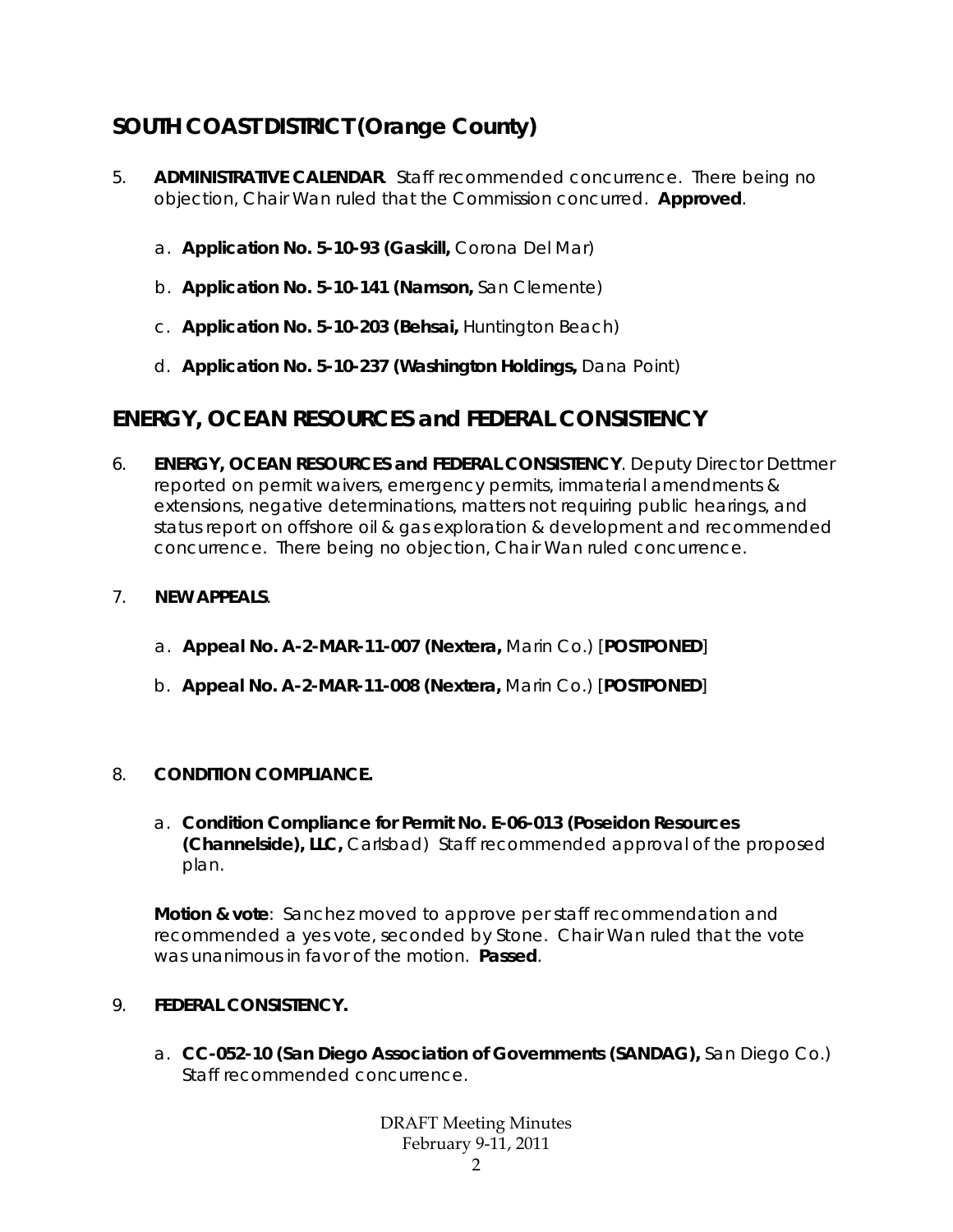## SOUTH COAST DISTRICT (Orange County)

5. **ADMINISTRATIVE CALENDAR**. Staff recommended concurrence. There being no objection, Chair Wan ruled that the Commission concurred. **Approved**.

   a. **Application No. 5-10-93 (Gaskill,** Corona Del Mar)

   b. **Application No. 5-10-141 (Namson,** San Clemente)

   c. **Application No. 5-10-203 (Behsai,** Huntington Beach)

   d. **Application No. 5-10-237 (Washington Holdings,** Dana Point)

## ENERGY, OCEAN RESOURCES and FEDERAL CONSISTENCY

6. **ENERGY, OCEAN RESOURCES and FEDERAL CONSISTENCY**. Deputy Director Dettmer reported on permit waivers, emergency permits, immaterial amendments & extensions, negative determinations, matters not requiring public hearings, and status report on offshore oil & gas exploration & development and recommended concurrence. There being no objection, Chair Wan ruled concurrence.

7. **NEW APPEALS**.

   a. **Appeal No. A-2-MAR-11-007 (Nextera,** Marin Co.) [**POSTPONED**]

   b. **Appeal No. A-2-MAR-11-008 (Nextera,** Marin Co.) [**POSTPONED**]

8. **CONDITION COMPLIANCE.**

   a. **Condition Compliance for Permit No. E-06-013 (Poseidon Resources (Channelside), LLC,** Carlsbad) Staff recommended approval of the proposed plan.

   **Motion & vote**: Sanchez moved to approve per staff recommendation and recommended a yes vote, seconded by Stone. Chair Wan ruled that the vote was unanimous in favor of the motion. **Passed**.

9. **FEDERAL CONSISTENCY.**

   a. **CC-052-10 (San Diego Association of Governments (SANDAG),** San Diego Co.) Staff recommended concurrence.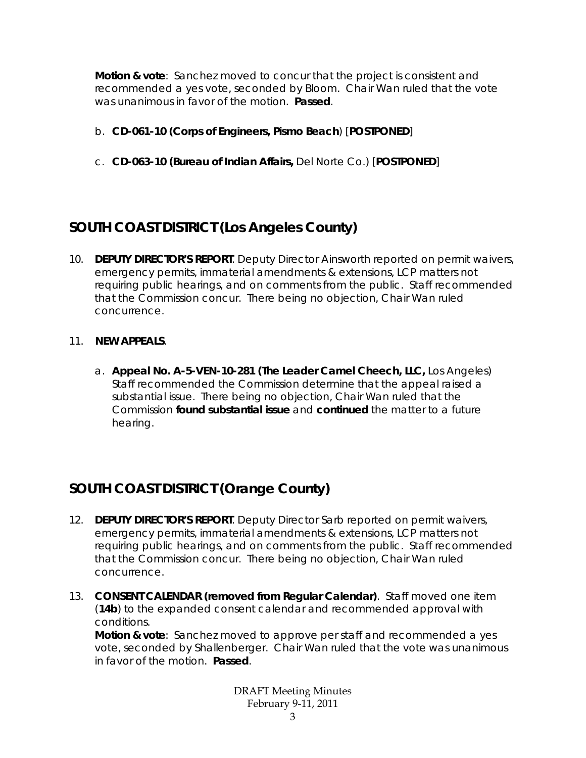**Motion & vote**: Sanchez moved to concur that the project is consistent and recommended a yes vote, seconded by Bloom. Chair Wan ruled that the vote was unanimous in favor of the motion. **Passed**.

b. **CD-061-10 (Corps of Engineers, Pismo Beach**) [**POSTPONED**]

c. **CD-063-10 (Bureau of Indian Affairs,** Del Norte Co.) [**POSTPONED**]

## SOUTH COAST DISTRICT (Los Angeles County)

10. **DEPUTY DIRECTOR'S REPORT**. Deputy Director Ainsworth reported on permit waivers, emergency permits, immaterial amendments & extensions, LCP matters not requiring public hearings, and on comments from the public. Staff recommended that the Commission concur. There being no objection, Chair Wan ruled concurrence.

11. **NEW APPEALS**.

    a. **Appeal No. A-5-VEN-10-281 (The Leader Camel Cheech, LLC,** Los Angeles) Staff recommended the Commission determine that the appeal raised a substantial issue. There being no objection, Chair Wan ruled that the Commission **found substantial issue** and **continued** the matter to a future hearing.

## SOUTH COAST DISTRICT (Orange County)

12. **DEPUTY DIRECTOR'S REPORT**. Deputy Director Sarb reported on permit waivers, emergency permits, immaterial amendments & extensions, LCP matters not requiring public hearings, and on comments from the public. Staff recommended that the Commission concur. There being no objection, Chair Wan ruled concurrence.

13. **CONSENT CALENDAR (removed from Regular Calendar)**. Staff moved one item (**14b**) to the expanded consent calendar and recommended approval with conditions.
    **Motion & vote**: Sanchez moved to approve per staff and recommended a yes vote, seconded by Shallenberger. Chair Wan ruled that the vote was unanimous in favor of the motion. **Passed**.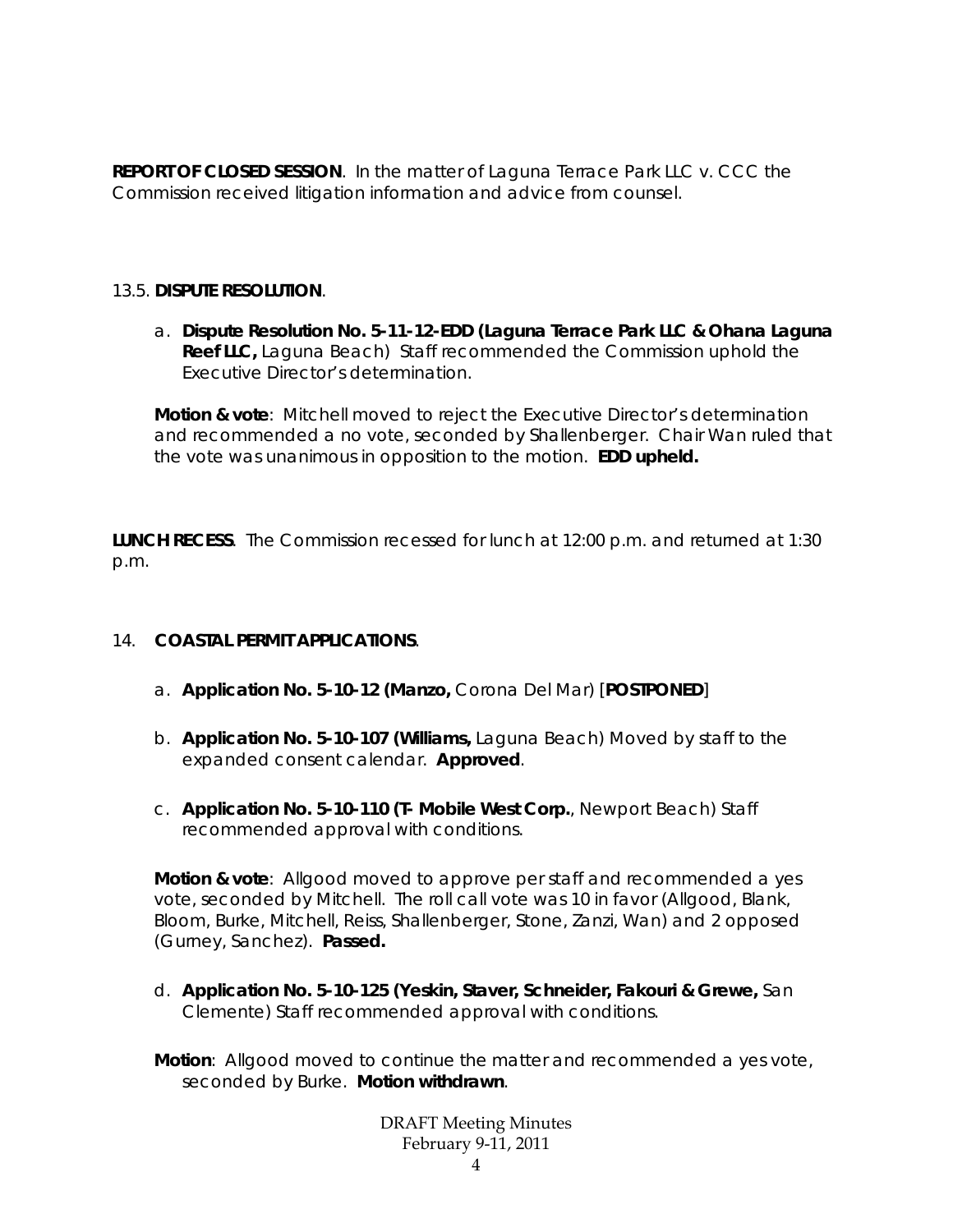**REPORT OF CLOSED SESSION**. In the matter of Laguna Terrace Park LLC v. CCC the Commission received litigation information and advice from counsel.

13.5. **DISPUTE RESOLUTION**.

a. **Dispute Resolution No. 5-11-12-EDD (Laguna Terrace Park LLC & Ohana Laguna Reef LLC,** Laguna Beach) Staff recommended the Commission uphold the Executive Director's determination.

**Motion & vote**: Mitchell moved to reject the Executive Director's determination and recommended a no vote, seconded by Shallenberger. Chair Wan ruled that the vote was unanimous in opposition to the motion. **EDD upheld.**

**LUNCH RECESS**. The Commission recessed for lunch at 12:00 p.m. and returned at 1:30 p.m.

14. **COASTAL PERMIT APPLICATIONS**.

a. **Application No. 5-10-12 (Manzo,** Corona Del Mar) [**POSTPONED**]

b. **Application No. 5-10-107 (Williams,** Laguna Beach) Moved by staff to the expanded consent calendar. **Approved**.

c. **Application No. 5-10-110 (T- Mobile West Corp.**, Newport Beach) Staff recommended approval with conditions.

**Motion & vote**: Allgood moved to approve per staff and recommended a yes vote, seconded by Mitchell. The roll call vote was 10 in favor (Allgood, Blank, Bloom, Burke, Mitchell, Reiss, Shallenberger, Stone, Zanzi, Wan) and 2 opposed (Gurney, Sanchez). **Passed.**

d. **Application No. 5-10-125 (Yeskin, Staver, Schneider, Fakouri & Grewe,** San Clemente) Staff recommended approval with conditions.

**Motion**: Allgood moved to continue the matter and recommended a yes vote, seconded by Burke. **Motion withdrawn**.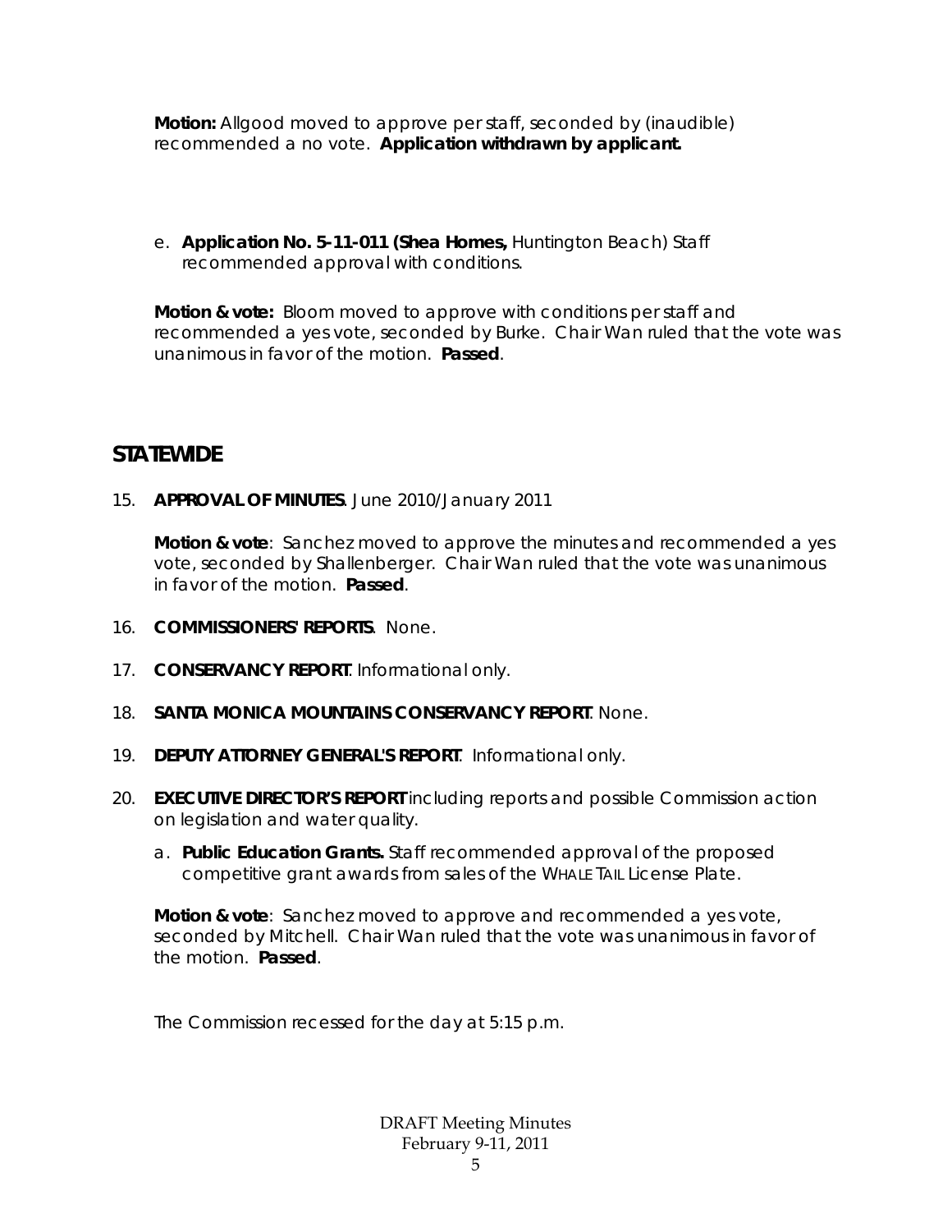**Motion:** Allgood moved to approve per staff, seconded by (inaudible) recommended a no vote. **Application withdrawn by applicant.**

e. **Application No. 5-11-011 (Shea Homes,** Huntington Beach) Staff recommended approval with conditions.

**Motion & vote:** Bloom moved to approve with conditions per staff and recommended a yes vote, seconded by Burke. Chair Wan ruled that the vote was unanimous in favor of the motion. **Passed**.

## STATEWIDE

15. **APPROVAL OF MINUTES**. June 2010/January 2011

    **Motion & vote**: Sanchez moved to approve the minutes and recommended a yes vote, seconded by Shallenberger. Chair Wan ruled that the vote was unanimous in favor of the motion. **Passed**.

16. **COMMISSIONERS' REPORTS**. None.

17. **CONSERVANCY REPORT**. Informational only.

18. **SANTA MONICA MOUNTAINS CONSERVANCY REPORT**. None.

19. **DEPUTY ATTORNEY GENERAL'S REPORT**. Informational only.

20. **EXECUTIVE DIRECTOR'S REPORT** including reports and possible Commission action on legislation and water quality.

    a. **Public Education Grants.** Staff recommended approval of the proposed competitive grant awards from sales of the WHALE TAIL License Plate.

    **Motion & vote**: Sanchez moved to approve and recommended a yes vote, seconded by Mitchell. Chair Wan ruled that the vote was unanimous in favor of the motion. **Passed**.

The Commission recessed for the day at 5:15 p.m.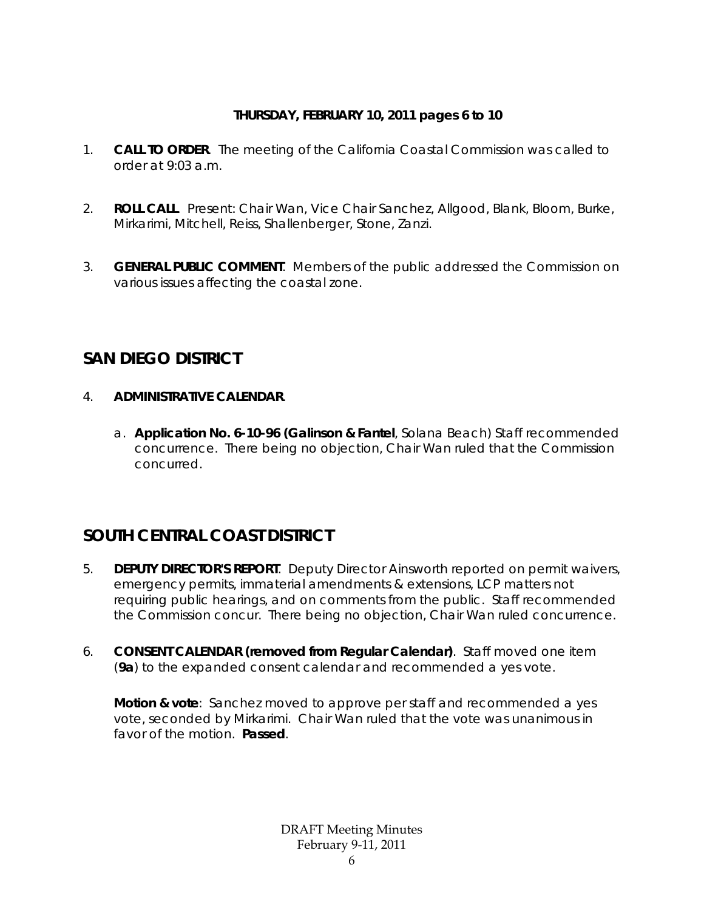**THURSDAY, FEBRUARY 10, 2011 pages 6 to 10**

1. **CALL TO ORDER**. The meeting of the California Coastal Commission was called to order at 9:03 a.m.

2. **ROLL CALL**. Present: Chair Wan, Vice Chair Sanchez, Allgood, Blank, Bloom, Burke, Mirkarimi, Mitchell, Reiss, Shallenberger, Stone, Zanzi.

3. **GENERAL PUBLIC COMMENT**. Members of the public addressed the Commission on various issues affecting the coastal zone.

## SAN DIEGO DISTRICT

4. **ADMINISTRATIVE CALENDAR**.

   a. **Application No. 6-10-96 (Galinson & Fantel**, Solana Beach) Staff recommended concurrence. There being no objection, Chair Wan ruled that the Commission concurred.

## SOUTH CENTRAL COAST DISTRICT

5. **DEPUTY DIRECTOR'S REPORT**. Deputy Director Ainsworth reported on permit waivers, emergency permits, immaterial amendments & extensions, LCP matters not requiring public hearings, and on comments from the public. Staff recommended the Commission concur. There being no objection, Chair Wan ruled concurrence.

6. **CONSENT CALENDAR (removed from Regular Calendar)**. Staff moved one item (**9a**) to the expanded consent calendar and recommended a yes vote.

   **Motion & vote**: Sanchez moved to approve per staff and recommended a yes vote, seconded by Mirkarimi. Chair Wan ruled that the vote was unanimous in favor of the motion. **Passed**.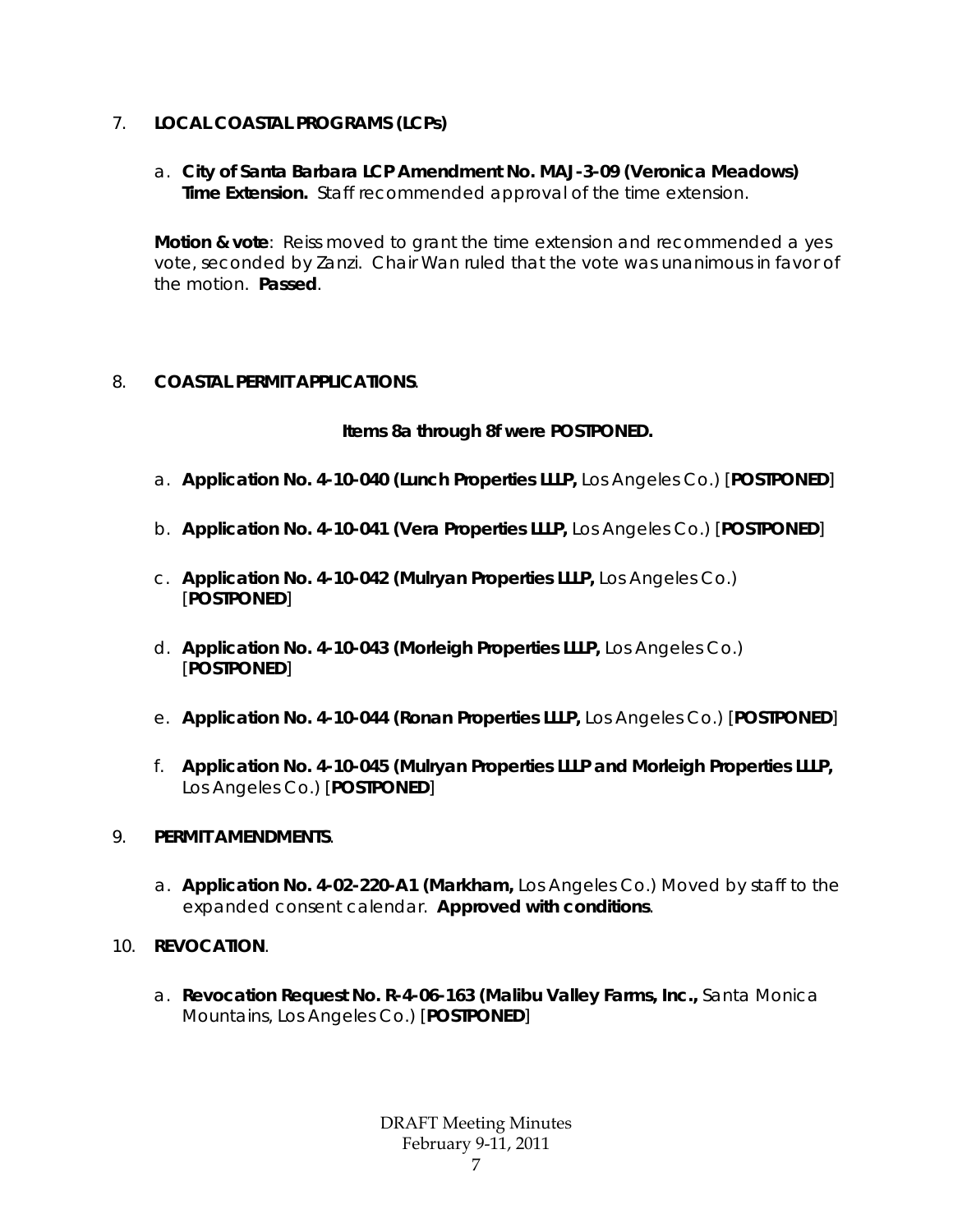7. **LOCAL COASTAL PROGRAMS (LCPs)**

   a. **City of Santa Barbara LCP Amendment No. MAJ-3-09 (Veronica Meadows) Time Extension.** Staff recommended approval of the time extension.

   **Motion & vote**: Reiss moved to grant the time extension and recommended a yes vote, seconded by Zanzi. Chair Wan ruled that the vote was unanimous in favor of the motion. **Passed**.

8. **COASTAL PERMIT APPLICATIONS**.

   **Items 8a through 8f were POSTPONED.**

   a. **Application No. 4-10-040 (Lunch Properties LLLP,** Los Angeles Co.) [**POSTPONED**]

   b. **Application No. 4-10-041 (Vera Properties LLLP,** Los Angeles Co.) [**POSTPONED**]

   c. **Application No. 4-10-042 (Mulryan Properties LLLP,** Los Angeles Co.) [**POSTPONED**]

   d. **Application No. 4-10-043 (Morleigh Properties LLLP,** Los Angeles Co.) [**POSTPONED**]

   e. **Application No. 4-10-044 (Ronan Properties LLLP,** Los Angeles Co.) [**POSTPONED**]

   f. **Application No. 4-10-045 (Mulryan Properties LLLP and Morleigh Properties LLLP,** Los Angeles Co.) [**POSTPONED**]

9. **PERMIT AMENDMENTS**.

   a. **Application No. 4-02-220-A1 (Markham,** Los Angeles Co.) Moved by staff to the expanded consent calendar. **Approved with conditions**.

10. **REVOCATION**.

   a. **Revocation Request No. R-4-06-163 (Malibu Valley Farms, Inc.,** Santa Monica Mountains, Los Angeles Co.) [**POSTPONED**]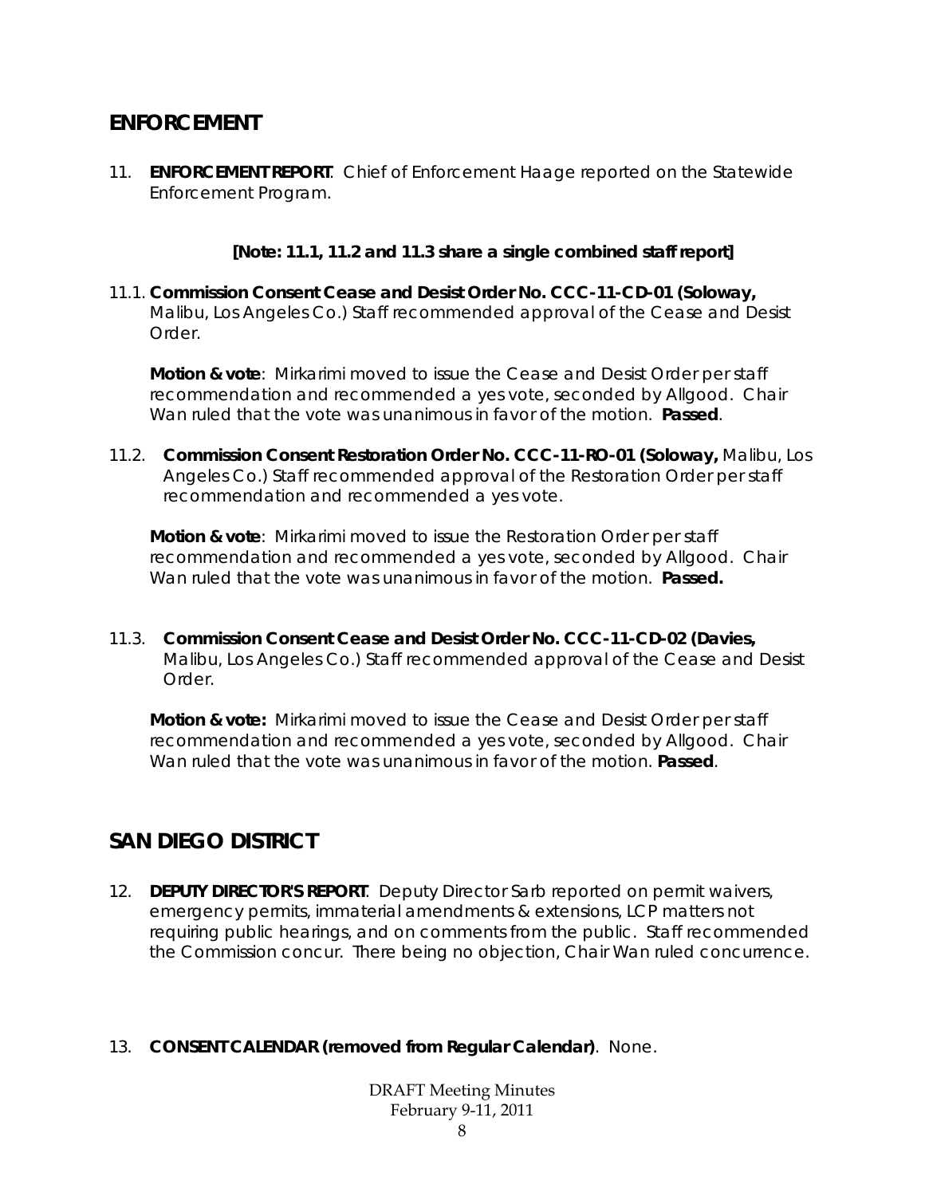## ENFORCEMENT

11. **ENFORCEMENT REPORT**. Chief of Enforcement Haage reported on the Statewide Enforcement Program.

**[Note: 11.1, 11.2 and 11.3 share a single combined staff report]**

11.1. **Commission Consent Cease and Desist Order No. CCC-11-CD-01 (Soloway,** Malibu, Los Angeles Co.) Staff recommended approval of the Cease and Desist Order.

**Motion & vote**: Mirkarimi moved to issue the Cease and Desist Order per staff recommendation and recommended a yes vote, seconded by Allgood. Chair Wan ruled that the vote was unanimous in favor of the motion. **Passed**.

11.2. **Commission Consent Restoration Order No. CCC-11-RO-01 (Soloway,** Malibu, Los Angeles Co.) Staff recommended approval of the Restoration Order per staff recommendation and recommended a yes vote.

**Motion & vote**: Mirkarimi moved to issue the Restoration Order per staff recommendation and recommended a yes vote, seconded by Allgood. Chair Wan ruled that the vote was unanimous in favor of the motion. **Passed.**

11.3. **Commission Consent Cease and Desist Order No. CCC-11-CD-02 (Davies,** Malibu, Los Angeles Co.) Staff recommended approval of the Cease and Desist Order.

**Motion & vote:** Mirkarimi moved to issue the Cease and Desist Order per staff recommendation and recommended a yes vote, seconded by Allgood. Chair Wan ruled that the vote was unanimous in favor of the motion. **Passed**.

## SAN DIEGO DISTRICT

12. **DEPUTY DIRECTOR'S REPORT**. Deputy Director Sarb reported on permit waivers, emergency permits, immaterial amendments & extensions, LCP matters not requiring public hearings, and on comments from the public. Staff recommended the Commission concur. There being no objection, Chair Wan ruled concurrence.

13. **CONSENT CALENDAR (removed from Regular Calendar)**. None.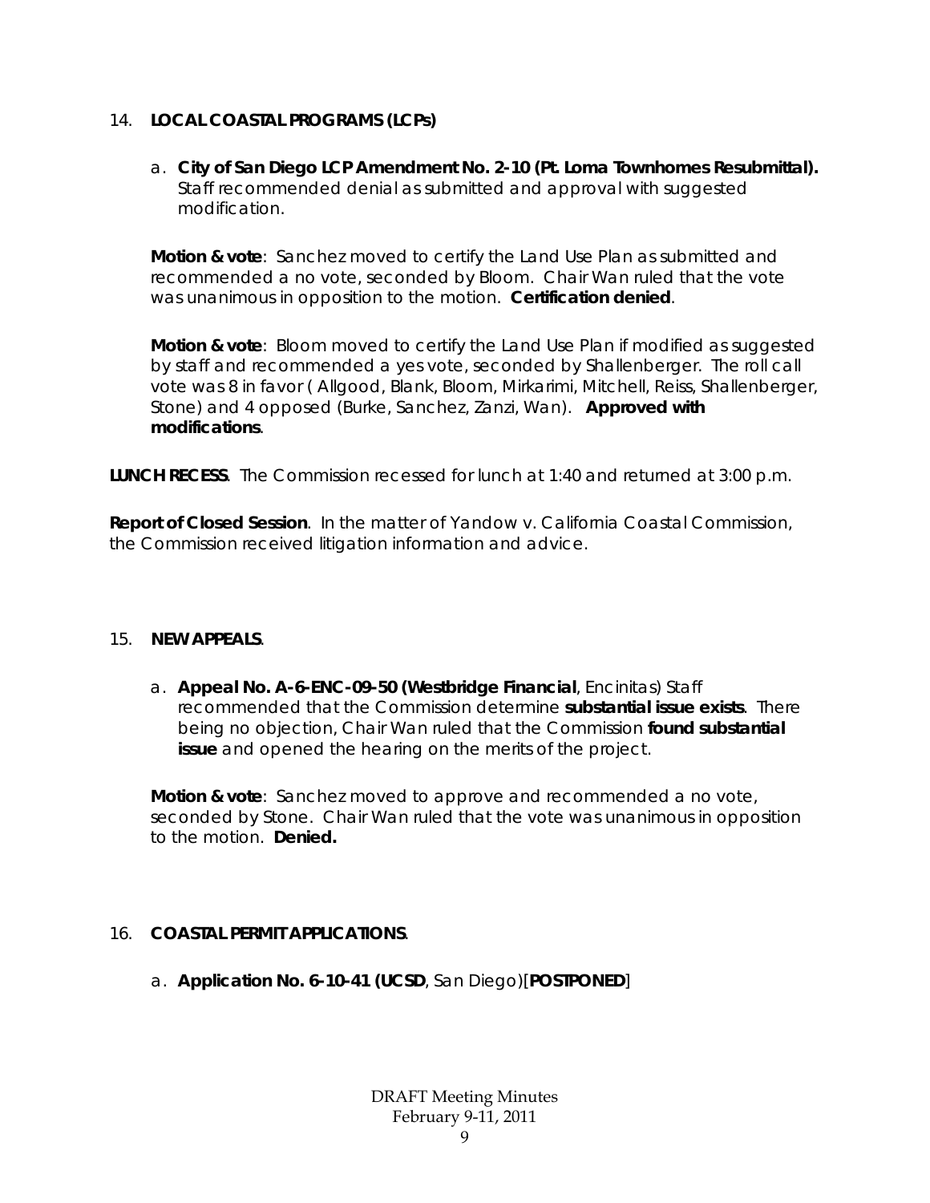14. **LOCAL COASTAL PROGRAMS (LCPs)**

   a. **City of San Diego LCP Amendment No. 2-10 (Pt. Loma Townhomes Resubmittal).** Staff recommended denial as submitted and approval with suggested modification.

   **Motion & vote**: Sanchez moved to certify the Land Use Plan as submitted and recommended a no vote, seconded by Bloom. Chair Wan ruled that the vote was unanimous in opposition to the motion. **Certification denied**.

   **Motion & vote**: Bloom moved to certify the Land Use Plan if modified as suggested by staff and recommended a yes vote, seconded by Shallenberger. The roll call vote was 8 in favor ( Allgood, Blank, Bloom, Mirkarimi, Mitchell, Reiss, Shallenberger, Stone) and 4 opposed (Burke, Sanchez, Zanzi, Wan). **Approved with modifications**.

**LUNCH RECESS**. The Commission recessed for lunch at 1:40 and returned at 3:00 p.m.

**Report of Closed Session**. In the matter of Yandow v. California Coastal Commission, the Commission received litigation information and advice.

15. **NEW APPEALS**.

   a. **Appeal No. A-6-ENC-09-50 (Westbridge Financial**, Encinitas) Staff recommended that the Commission determine **substantial issue exists**. There being no objection, Chair Wan ruled that the Commission **found substantial issue** and opened the hearing on the merits of the project.

   **Motion & vote**: Sanchez moved to approve and recommended a no vote, seconded by Stone. Chair Wan ruled that the vote was unanimous in opposition to the motion. **Denied.**

16. **COASTAL PERMIT APPLICATIONS**.

   a. **Application No. 6-10-41 (UCSD**, San Diego)[**POSTPONED**]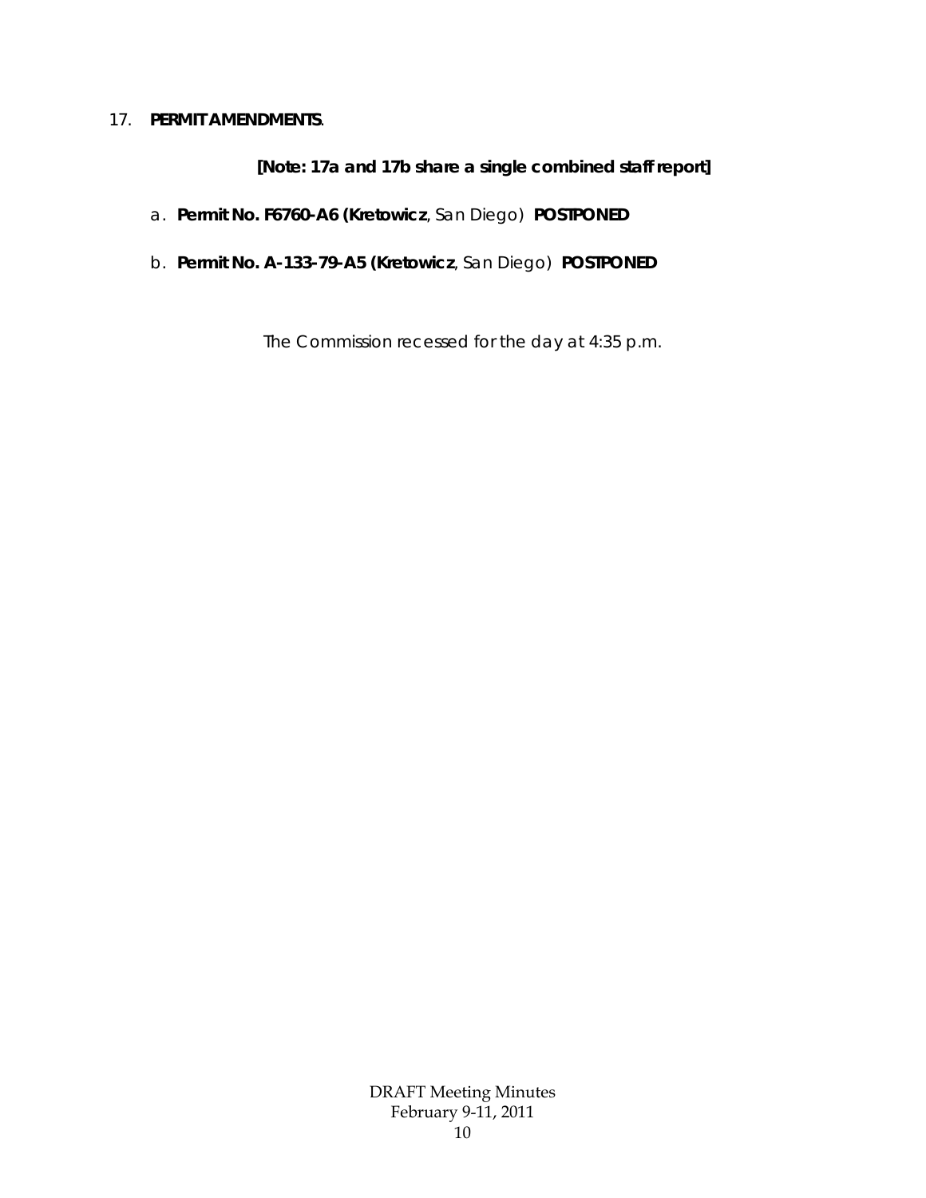17. **PERMIT AMENDMENTS**.

**[Note: 17a and 17b share a single combined staff report]**

a. **Permit No. F6760-A6 (Kretowicz**, San Diego) **POSTPONED**

b. **Permit No. A-133-79-A5 (Kretowicz**, San Diego) **POSTPONED**

The Commission recessed for the day at 4:35 p.m.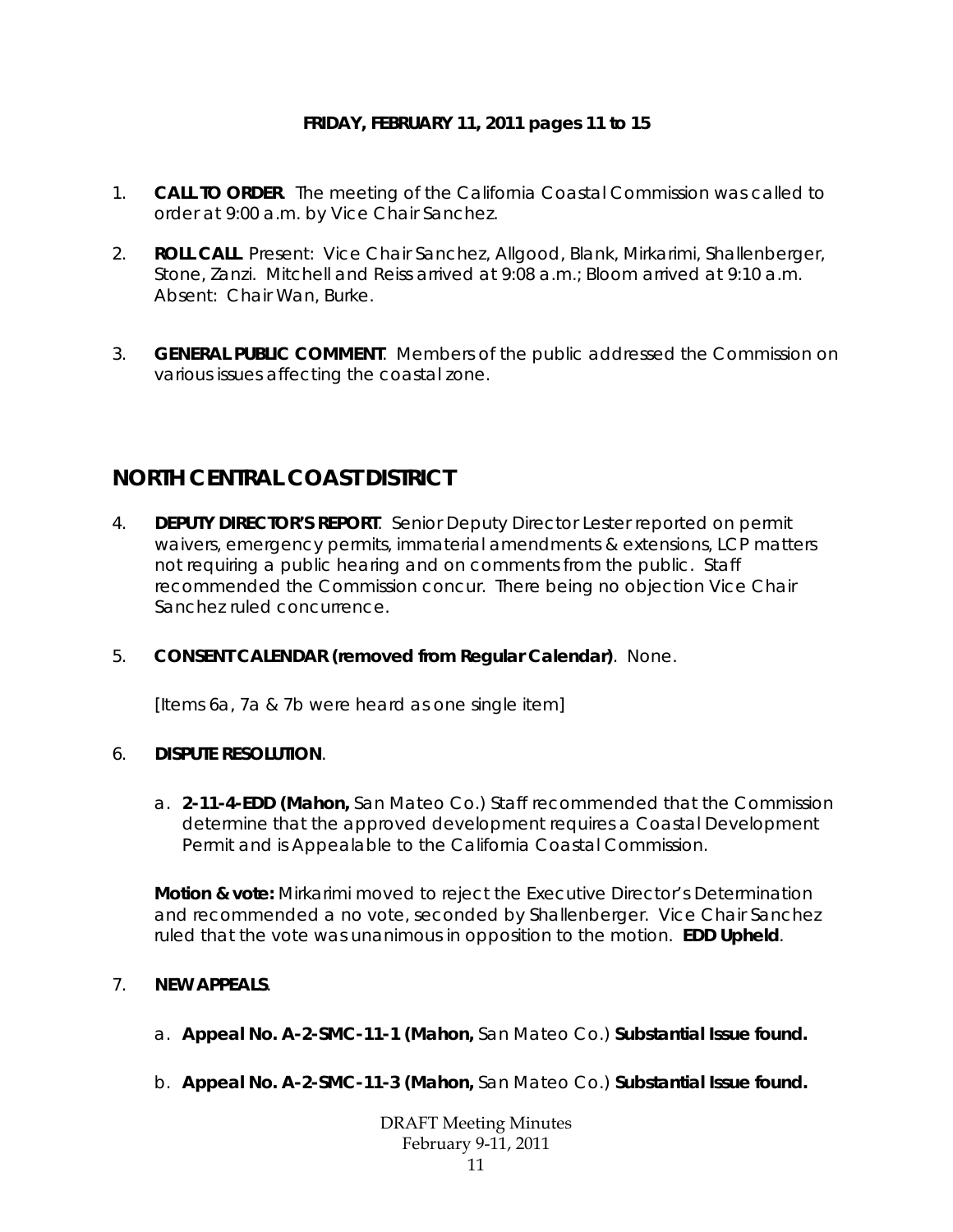**FRIDAY, FEBRUARY 11, 2011 pages 11 to 15**

1. **CALL TO ORDER**. The meeting of the California Coastal Commission was called to order at 9:00 a.m. by Vice Chair Sanchez.

2. **ROLL CALL**. Present: Vice Chair Sanchez, Allgood, Blank, Mirkarimi, Shallenberger, Stone, Zanzi. Mitchell and Reiss arrived at 9:08 a.m.; Bloom arrived at 9:10 a.m. Absent: Chair Wan, Burke.

3. **GENERAL PUBLIC COMMENT**. Members of the public addressed the Commission on various issues affecting the coastal zone.

## NORTH CENTRAL COAST DISTRICT

4. **DEPUTY DIRECTOR'S REPORT**. Senior Deputy Director Lester reported on permit waivers, emergency permits, immaterial amendments & extensions, LCP matters not requiring a public hearing and on comments from the public. Staff recommended the Commission concur. There being no objection Vice Chair Sanchez ruled concurrence.

5. **CONSENT CALENDAR (removed from Regular Calendar)**. None.

   *[Items 6a, 7a & 7b were heard as one single item]*

6. **DISPUTE RESOLUTION**.

   a. **2-11-4-EDD (Mahon,** San Mateo Co.) Staff recommended that the Commission determine that the approved development requires a Coastal Development Permit and is Appealable to the California Coastal Commission.

   **Motion & vote:** Mirkarimi moved to reject the Executive Director's Determination and recommended a no vote, seconded by Shallenberger. Vice Chair Sanchez ruled that the vote was unanimous in opposition to the motion. **EDD Upheld**.

7. **NEW APPEALS**.

   a. **Appeal No. A-2-SMC-11-1 (Mahon,** San Mateo Co.) **Substantial Issue found.**

   b. **Appeal No. A-2-SMC-11-3 (Mahon,** San Mateo Co.) **Substantial Issue found.**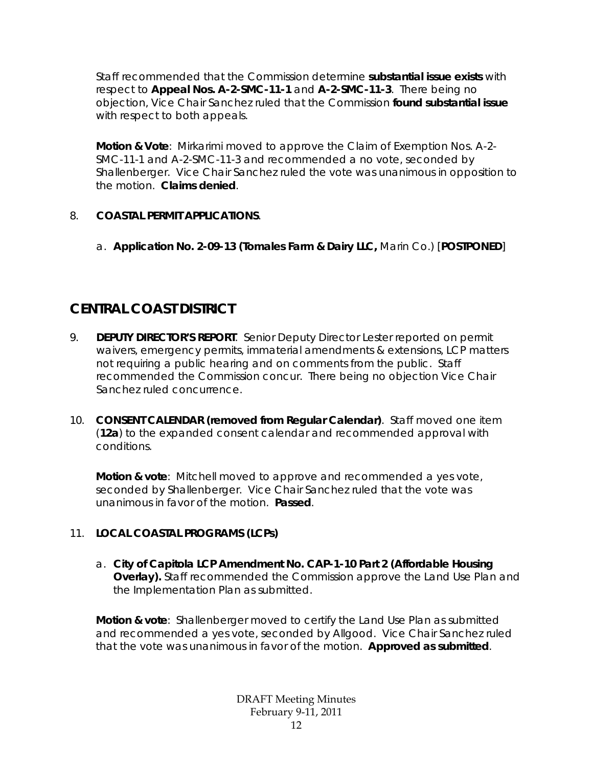Staff recommended that the Commission determine **substantial issue exists** with respect to **Appeal Nos. A-2-SMC-11-1** and **A-2-SMC-11-3**. There being no objection, Vice Chair Sanchez ruled that the Commission **found substantial issue** with respect to both appeals.

**Motion & Vote**: Mirkarimi moved to approve the Claim of Exemption Nos. A-2-SMC-11-1 and A-2-SMC-11-3 and recommended a no vote, seconded by Shallenberger. Vice Chair Sanchez ruled the vote was unanimous in opposition to the motion. **Claims denied**.

8. **COASTAL PERMIT APPLICATIONS**.

   a. **Application No. 2-09-13 (Tomales Farm & Dairy LLC,** Marin Co.) [**POSTPONED**]

## CENTRAL COAST DISTRICT

9. **DEPUTY DIRECTOR'S REPORT**. Senior Deputy Director Lester reported on permit waivers, emergency permits, immaterial amendments & extensions, LCP matters not requiring a public hearing and on comments from the public. Staff recommended the Commission concur. There being no objection Vice Chair Sanchez ruled concurrence.

10. **CONSENT CALENDAR (removed from Regular Calendar)**. Staff moved one item (**12a**) to the expanded consent calendar and recommended approval with conditions.

    **Motion & vote**: Mitchell moved to approve and recommended a yes vote, seconded by Shallenberger. Vice Chair Sanchez ruled that the vote was unanimous in favor of the motion. **Passed**.

11. **LOCAL COASTAL PROGRAMS (LCPs)**

    a. **City of Capitola LCP Amendment No. CAP-1-10 Part 2 (Affordable Housing Overlay).** Staff recommended the Commission approve the Land Use Plan and the Implementation Plan as submitted.

    **Motion & vote**: Shallenberger moved to certify the Land Use Plan as submitted and recommended a yes vote, seconded by Allgood. Vice Chair Sanchez ruled that the vote was unanimous in favor of the motion. **Approved as submitted**.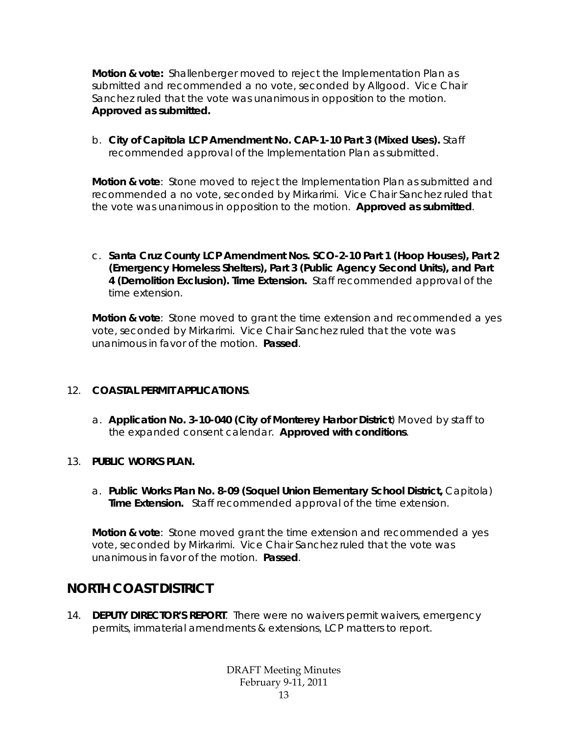**Motion & vote:** Shallenberger moved to reject the Implementation Plan as submitted and recommended a no vote, seconded by Allgood. Vice Chair Sanchez ruled that the vote was unanimous in opposition to the motion. **Approved as submitted.**

b. **City of Capitola LCP Amendment No. CAP-1-10 Part 3 (Mixed Uses).** Staff recommended approval of the Implementation Plan as submitted.

**Motion & vote**: Stone moved to reject the Implementation Plan as submitted and recommended a no vote, seconded by Mirkarimi. Vice Chair Sanchez ruled that the vote was unanimous in opposition to the motion. **Approved as submitted**.

c. **Santa Cruz County LCP Amendment Nos. SCO-2-10 Part 1 (Hoop Houses), Part 2 (Emergency Homeless Shelters), Part 3 (Public Agency Second Units), and Part 4 (Demolition Exclusion). Time Extension.** Staff recommended approval of the time extension.

**Motion & vote**: Stone moved to grant the time extension and recommended a yes vote, seconded by Mirkarimi. Vice Chair Sanchez ruled that the vote was unanimous in favor of the motion. **Passed**.

12. **COASTAL PERMIT APPLICATIONS**.

a. **Application No. 3-10-040 (City of Monterey Harbor District**) Moved by staff to the expanded consent calendar. **Approved with conditions**.

13. **PUBLIC WORKS PLAN.**

a. **Public Works Plan No. 8-09 (Soquel Union Elementary School District,** Capitola) **Time Extension.** Staff recommended approval of the time extension.

**Motion & vote**: Stone moved grant the time extension and recommended a yes vote, seconded by Mirkarimi. Vice Chair Sanchez ruled that the vote was unanimous in favor of the motion. **Passed**.

## NORTH COAST DISTRICT

14. **DEPUTY DIRECTOR'S REPORT**. There were no waivers permit waivers, emergency permits, immaterial amendments & extensions, LCP matters to report.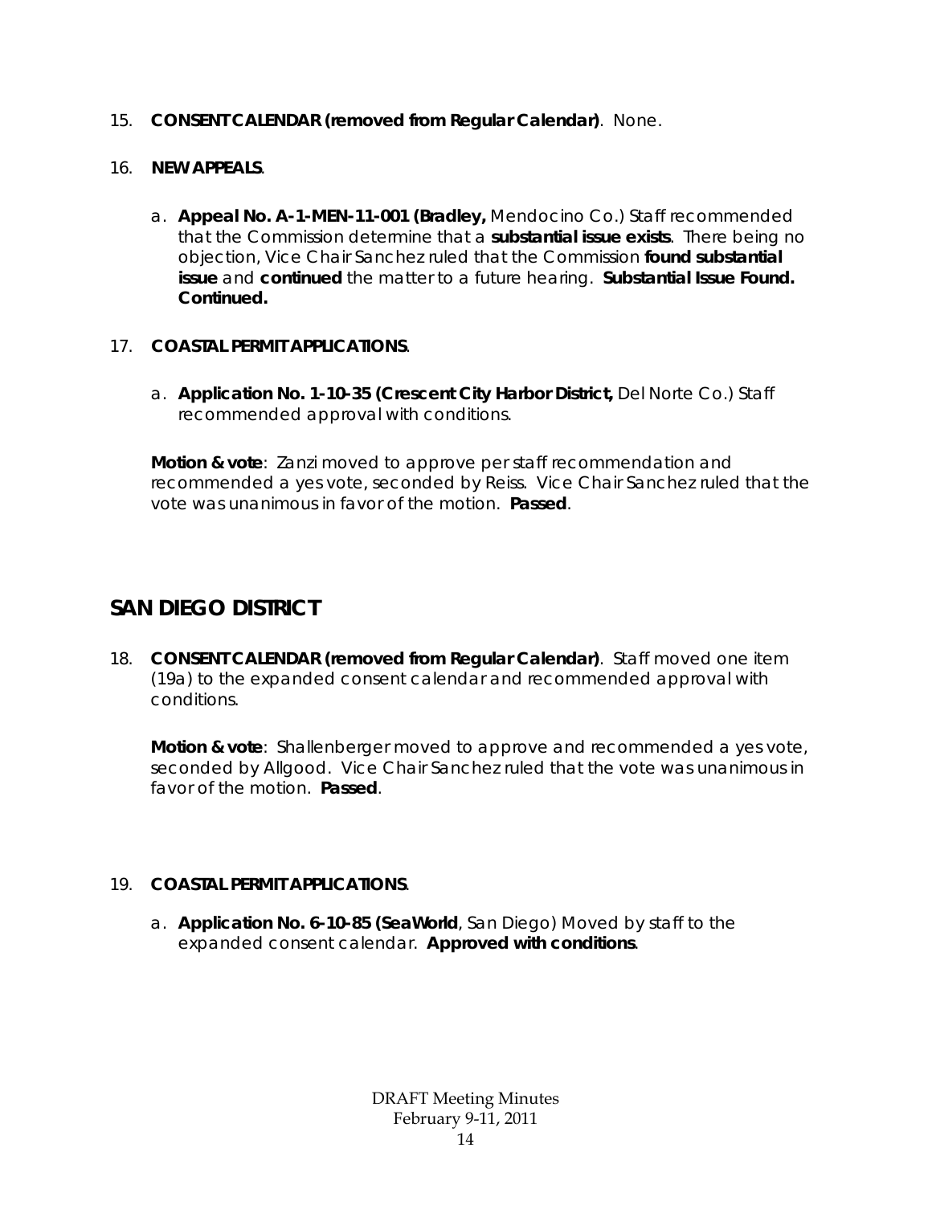15. **CONSENT CALENDAR (removed from Regular Calendar)**. None.

16. **NEW APPEALS**.

    a. **Appeal No. A-1-MEN-11-001 (Bradley,** Mendocino Co.) Staff recommended that the Commission determine that a **substantial issue exists**. There being no objection, Vice Chair Sanchez ruled that the Commission **found substantial issue** and **continued** the matter to a future hearing. **Substantial Issue Found. Continued.**

17. **COASTAL PERMIT APPLICATIONS**.

    a. **Application No. 1-10-35 (Crescent City Harbor District,** Del Norte Co.) Staff recommended approval with conditions.

    **Motion & vote**: Zanzi moved to approve per staff recommendation and recommended a yes vote, seconded by Reiss. Vice Chair Sanchez ruled that the vote was unanimous in favor of the motion. **Passed**.

## SAN DIEGO DISTRICT

18. **CONSENT CALENDAR (removed from Regular Calendar)**. Staff moved one item (19a) to the expanded consent calendar and recommended approval with conditions.

    **Motion & vote**: Shallenberger moved to approve and recommended a yes vote, seconded by Allgood. Vice Chair Sanchez ruled that the vote was unanimous in favor of the motion. **Passed**.

19. **COASTAL PERMIT APPLICATIONS**.

    a. **Application No. 6-10-85 (SeaWorld**, San Diego) Moved by staff to the expanded consent calendar. **Approved with conditions**.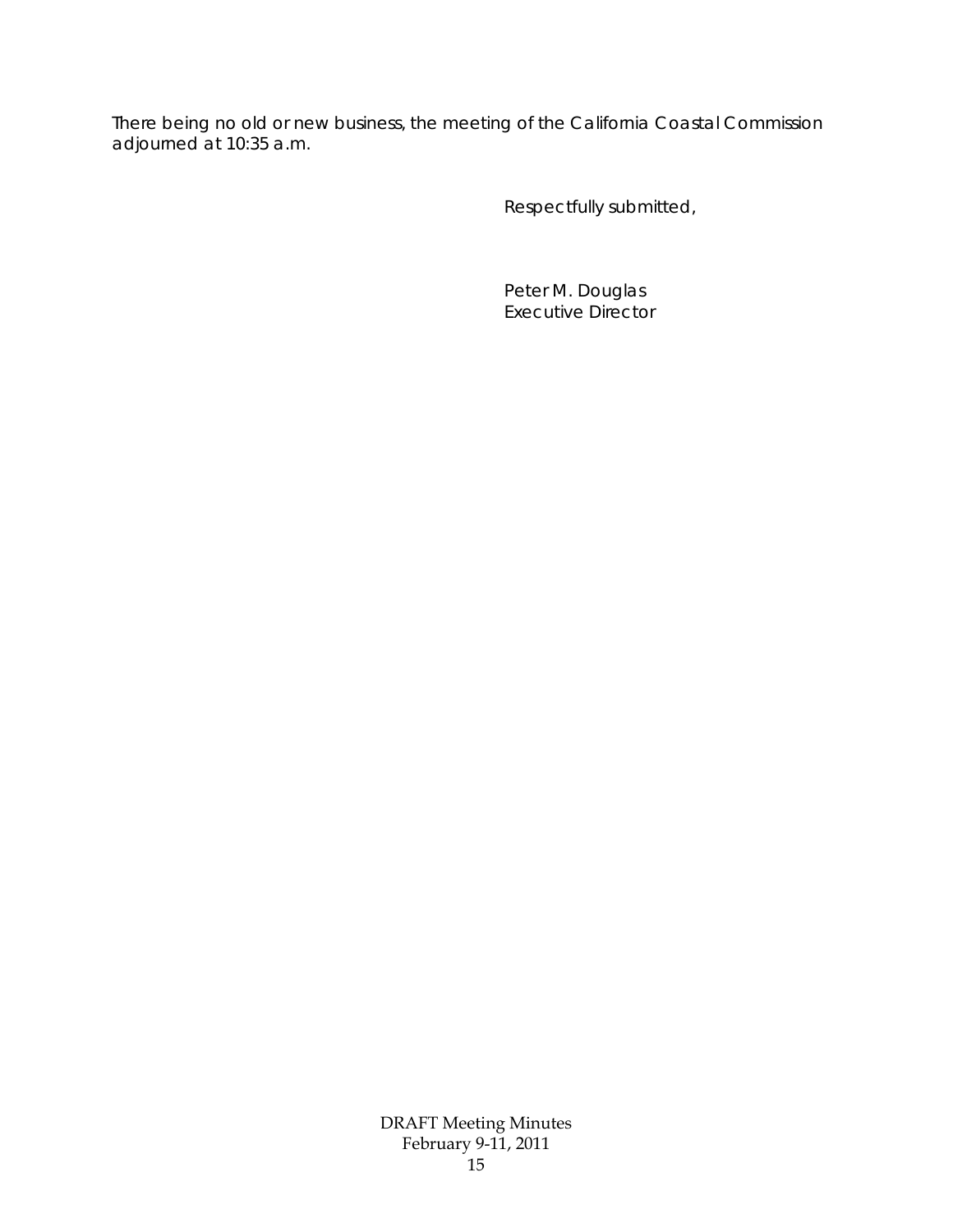There being no old or new business, the meeting of the California Coastal Commission adjourned at 10:35 a.m.

Respectfully submitted,

Peter M. Douglas
Executive Director